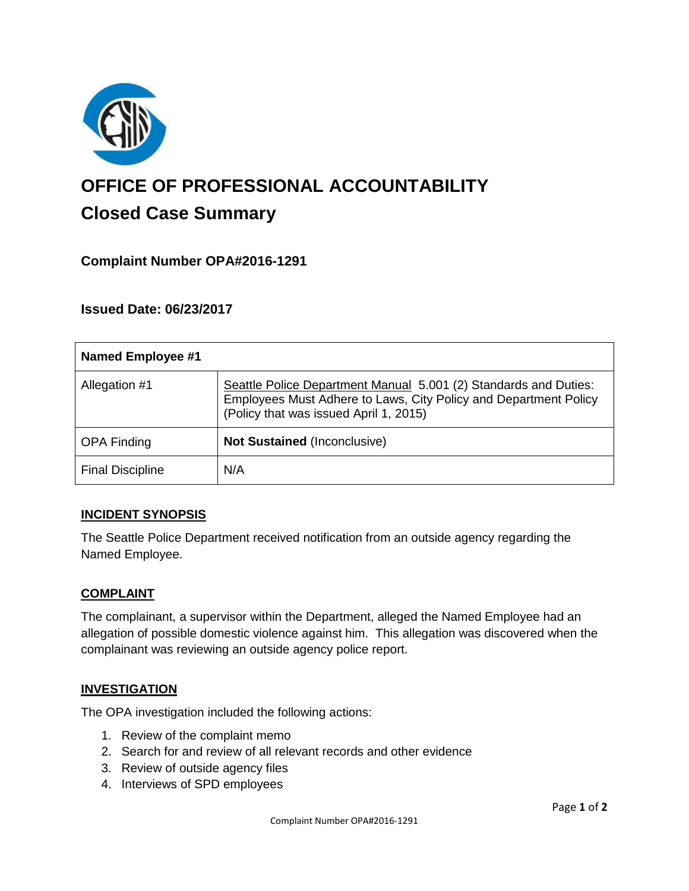# OFFICE OF PROFESSIONAL ACCOUNTABILITY

## Closed Case Summary

### Complaint Number OPA#2016-1291

### Issued Date: 06/23/2017

| **Named Employee #1** | |
|---|---|
| Allegation #1 | Seattle Police Department Manual 5.001 (2) Standards and Duties: Employees Must Adhere to Laws, City Policy and Department Policy (Policy that was issued April 1, 2015) |
| OPA Finding | **Not Sustained** (Inconclusive) |
| Final Discipline | N/A |

**INCIDENT SYNOPSIS**

The Seattle Police Department received notification from an outside agency regarding the Named Employee.

**COMPLAINT**

The complainant, a supervisor within the Department, alleged the Named Employee had an allegation of possible domestic violence against him. This allegation was discovered when the complainant was reviewing an outside agency police report.

**INVESTIGATION**

The OPA investigation included the following actions:

1. Review of the complaint memo
2. Search for and review of all relevant records and other evidence
3. Review of outside agency files
4. Interviews of SPD employees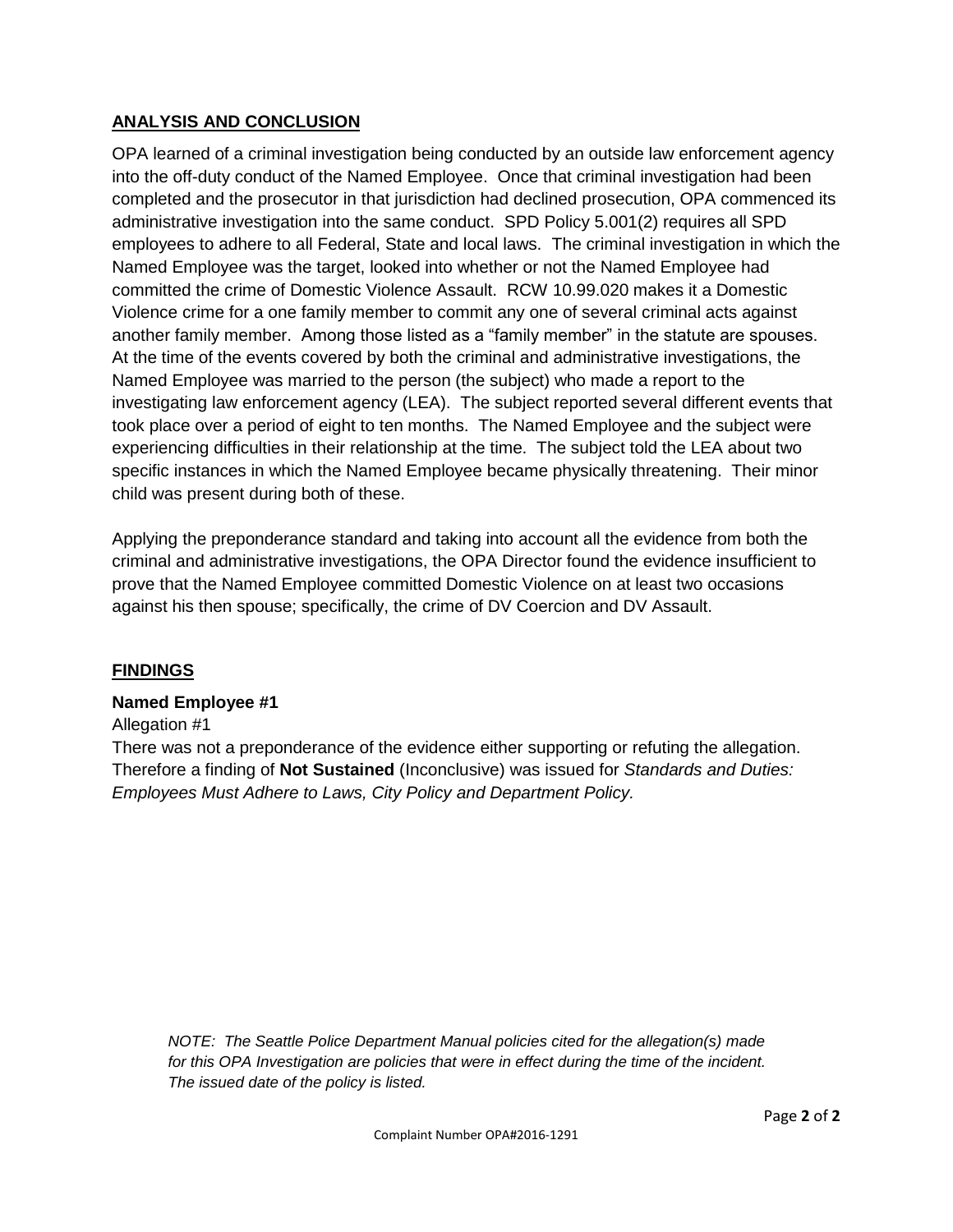## ANALYSIS AND CONCLUSION

OPA learned of a criminal investigation being conducted by an outside law enforcement agency into the off-duty conduct of the Named Employee. Once that criminal investigation had been completed and the prosecutor in that jurisdiction had declined prosecution, OPA commenced its administrative investigation into the same conduct. SPD Policy 5.001(2) requires all SPD employees to adhere to all Federal, State and local laws. The criminal investigation in which the Named Employee was the target, looked into whether or not the Named Employee had committed the crime of Domestic Violence Assault. RCW 10.99.020 makes it a Domestic Violence crime for a one family member to commit any one of several criminal acts against another family member. Among those listed as a "family member" in the statute are spouses. At the time of the events covered by both the criminal and administrative investigations, the Named Employee was married to the person (the subject) who made a report to the investigating law enforcement agency (LEA). The subject reported several different events that took place over a period of eight to ten months. The Named Employee and the subject were experiencing difficulties in their relationship at the time. The subject told the LEA about two specific instances in which the Named Employee became physically threatening. Their minor child was present during both of these.

Applying the preponderance standard and taking into account all the evidence from both the criminal and administrative investigations, the OPA Director found the evidence insufficient to prove that the Named Employee committed Domestic Violence on at least two occasions against his then spouse; specifically, the crime of DV Coercion and DV Assault.

## FINDINGS

**Named Employee #1**

Allegation #1

There was not a preponderance of the evidence either supporting or refuting the allegation. Therefore a finding of **Not Sustained** (Inconclusive) was issued for *Standards and Duties: Employees Must Adhere to Laws, City Policy and Department Policy.*

*NOTE: The Seattle Police Department Manual policies cited for the allegation(s) made for this OPA Investigation are policies that were in effect during the time of the incident. The issued date of the policy is listed.*

Complaint Number OPA#2016-1291